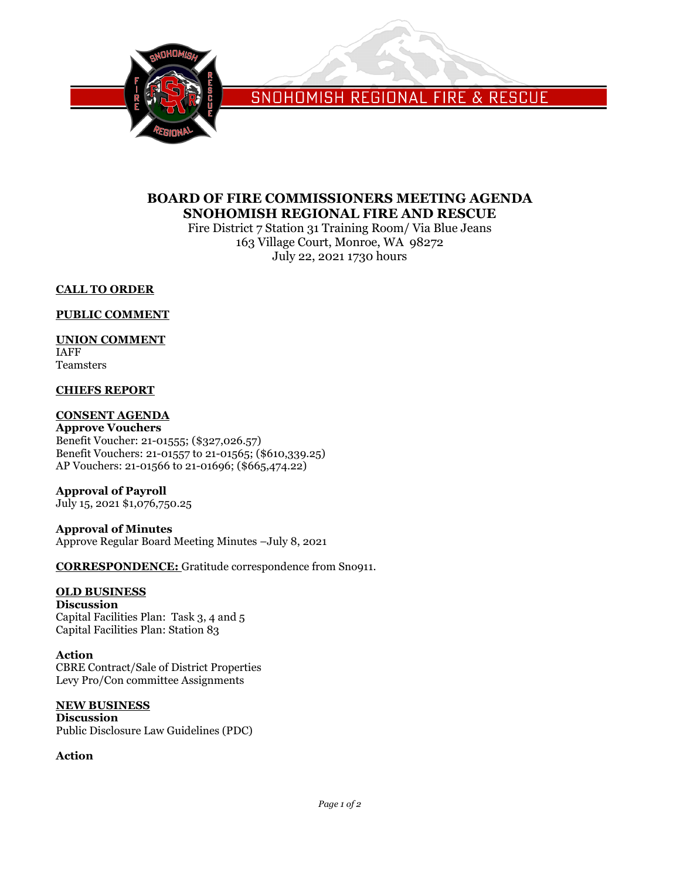SNOHOMISH REGIONAL FIRE & RESCUE

# BOARD OF FIRE COMMISSIONERS MEETING AGENDA
# SNOHOMISH REGIONAL FIRE AND RESCUE

Fire District 7 Station 31 Training Room/ Via Blue Jeans
163 Village Court, Monroe, WA 98272
July 22, 2021 1730 hours

**CALL TO ORDER**

**PUBLIC COMMENT**

**UNION COMMENT**
IAFF
Teamsters

**CHIEFS REPORT**

**CONSENT AGENDA**

**Approve Vouchers**
Benefit Voucher: 21-01555; ($327,026.57)
Benefit Vouchers: 21-01557 to 21-01565; ($610,339.25)
AP Vouchers: 21-01566 to 21-01696; ($665,474.22)

**Approval of Payroll**
July 15, 2021 $1,076,750.25

**Approval of Minutes**
Approve Regular Board Meeting Minutes –July 8, 2021

**CORRESPONDENCE:** Gratitude correspondence from Sno911.

**OLD BUSINESS**

**Discussion**
Capital Facilities Plan: Task 3, 4 and 5
Capital Facilities Plan: Station 83

**Action**
CBRE Contract/Sale of District Properties
Levy Pro/Con committee Assignments

**NEW BUSINESS**

**Discussion**
Public Disclosure Law Guidelines (PDC)

**Action**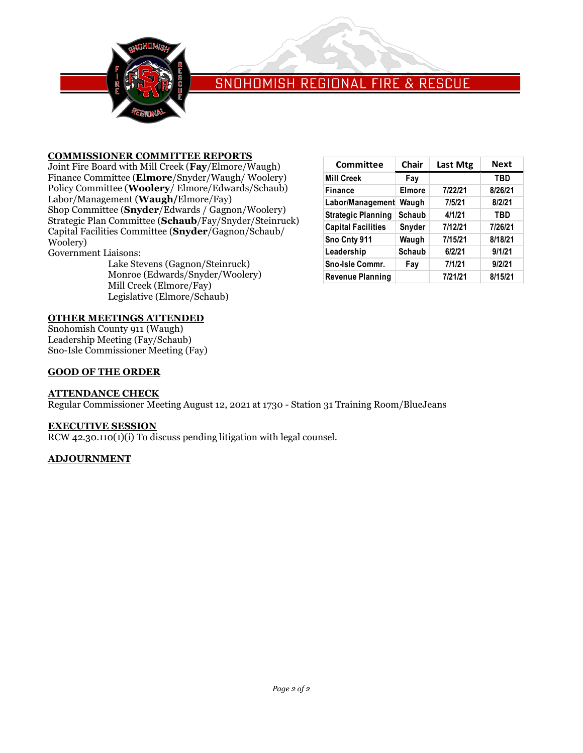SNOHOMISH REGIONAL FIRE & RESCUE

## COMMISSIONER COMMITTEE REPORTS

Joint Fire Board with Mill Creek (**Fay**/Elmore/Waugh)
Finance Committee (**Elmore**/Snyder/Waugh/ Woolery)
Policy Committee (**Woolery**/ Elmore/Edwards/Schaub)
Labor/Management (**Waugh**/Elmore/Fay)
Shop Committee (**Snyder**/Edwards / Gagnon/Woolery)
Strategic Plan Committee (**Schaub**/Fay/Snyder/Steinruck)
Capital Facilities Committee (**Snyder**/Gagnon/Schaub/ Woolery)
Government Liaisons:

Lake Stevens (Gagnon/Steinruck)
Monroe (Edwards/Snyder/Woolery)
Mill Creek (Elmore/Fay)
Legislative (Elmore/Schaub)

| Committee | Chair | Last Mtg | Next |
|---|---|---|---|
| Mill Creek | Fay | | TBD |
| Finance | Elmore | 7/22/21 | 8/26/21 |
| Labor/Management | Waugh | 7/5/21 | 8/2/21 |
| Strategic Planning | Schaub | 4/1/21 | TBD |
| Capital Facilities | Snyder | 7/12/21 | 7/26/21 |
| Sno Cnty 911 | Waugh | 7/15/21 | 8/18/21 |
| Leadership | Schaub | 6/2/21 | 9/1/21 |
| Sno-Isle Commr. | Fay | 7/1/21 | 9/2/21 |
| Revenue Planning | | 7/21/21 | 8/15/21 |

## OTHER MEETINGS ATTENDED

Snohomish County 911 (Waugh)
Leadership Meeting (Fay/Schaub)
Sno-Isle Commissioner Meeting (Fay)

## GOOD OF THE ORDER

## ATTENDANCE CHECK

Regular Commissioner Meeting August 12, 2021 at 1730 - Station 31 Training Room/BlueJeans

## EXECUTIVE SESSION

RCW 42.30.110(1)(i) To discuss pending litigation with legal counsel.

## ADJOURNMENT